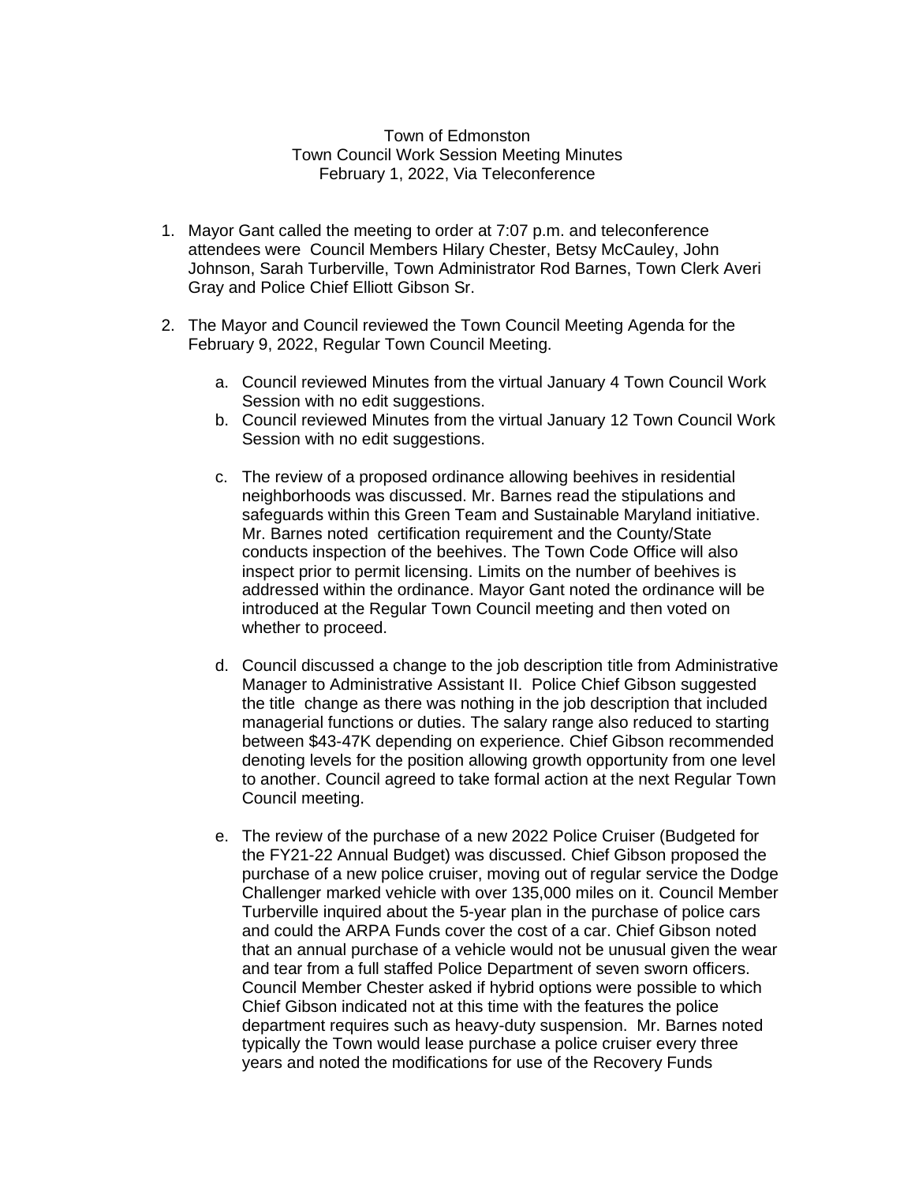Town of Edmonston
Town Council Work Session Meeting Minutes
February 1, 2022, Via Teleconference

1. Mayor Gant called the meeting to order at 7:07 p.m. and teleconference attendees were Council Members Hilary Chester, Betsy McCauley, John Johnson, Sarah Turberville, Town Administrator Rod Barnes, Town Clerk Averi Gray and Police Chief Elliott Gibson Sr.

2. The Mayor and Council reviewed the Town Council Meeting Agenda for the February 9, 2022, Regular Town Council Meeting.

    a. Council reviewed Minutes from the virtual January 4 Town Council Work Session with no edit suggestions.
    b. Council reviewed Minutes from the virtual January 12 Town Council Work Session with no edit suggestions.

    c. The review of a proposed ordinance allowing beehives in residential neighborhoods was discussed. Mr. Barnes read the stipulations and safeguards within this Green Team and Sustainable Maryland initiative. Mr. Barnes noted certification requirement and the County/State conducts inspection of the beehives. The Town Code Office will also inspect prior to permit licensing. Limits on the number of beehives is addressed within the ordinance. Mayor Gant noted the ordinance will be introduced at the Regular Town Council meeting and then voted on whether to proceed.

    d. Council discussed a change to the job description title from Administrative Manager to Administrative Assistant II. Police Chief Gibson suggested the title change as there was nothing in the job description that included managerial functions or duties. The salary range also reduced to starting between $43-47K depending on experience. Chief Gibson recommended denoting levels for the position allowing growth opportunity from one level to another. Council agreed to take formal action at the next Regular Town Council meeting.

    e. The review of the purchase of a new 2022 Police Cruiser (Budgeted for the FY21-22 Annual Budget) was discussed. Chief Gibson proposed the purchase of a new police cruiser, moving out of regular service the Dodge Challenger marked vehicle with over 135,000 miles on it. Council Member Turberville inquired about the 5-year plan in the purchase of police cars and could the ARPA Funds cover the cost of a car. Chief Gibson noted that an annual purchase of a vehicle would not be unusual given the wear and tear from a full staffed Police Department of seven sworn officers. Council Member Chester asked if hybrid options were possible to which Chief Gibson indicated not at this time with the features the police department requires such as heavy-duty suspension. Mr. Barnes noted typically the Town would lease purchase a police cruiser every three years and noted the modifications for use of the Recovery Funds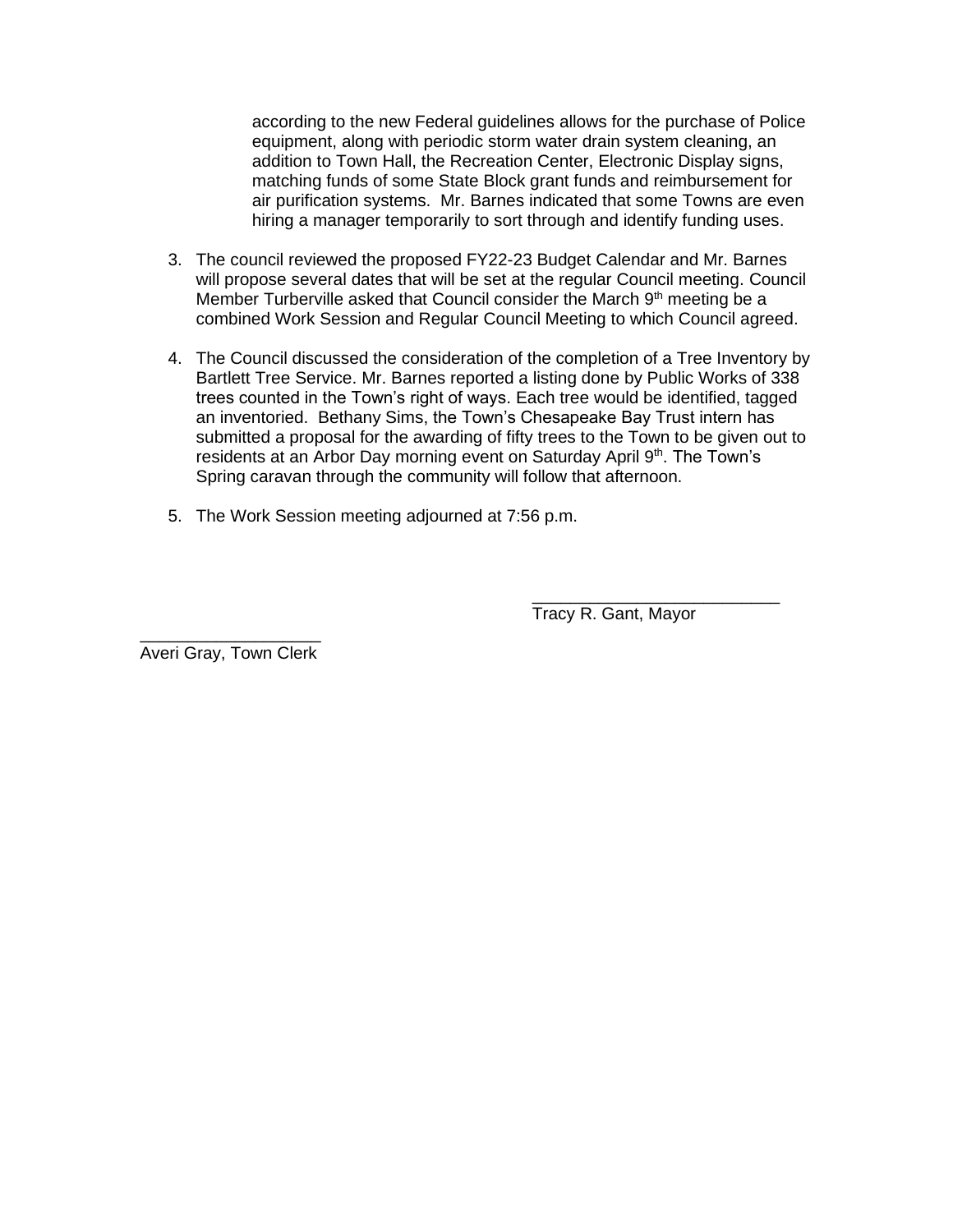according to the new Federal guidelines allows for the purchase of Police equipment, along with periodic storm water drain system cleaning, an addition to Town Hall, the Recreation Center, Electronic Display signs, matching funds of some State Block grant funds and reimbursement for air purification systems. Mr. Barnes indicated that some Towns are even hiring a manager temporarily to sort through and identify funding uses.

3. The council reviewed the proposed FY22-23 Budget Calendar and Mr. Barnes will propose several dates that will be set at the regular Council meeting. Council Member Turberville asked that Council consider the March 9th meeting be a combined Work Session and Regular Council Meeting to which Council agreed.

4. The Council discussed the consideration of the completion of a Tree Inventory by Bartlett Tree Service. Mr. Barnes reported a listing done by Public Works of 338 trees counted in the Town's right of ways. Each tree would be identified, tagged an inventoried. Bethany Sims, the Town's Chesapeake Bay Trust intern has submitted a proposal for the awarding of fifty trees to the Town to be given out to residents at an Arbor Day morning event on Saturday April 9th. The Town's Spring caravan through the community will follow that afternoon.

5. The Work Session meeting adjourned at 7:56 p.m.

\_\_\_\_\_\_\_\_\_\_\_\_\_\_\_\_\_\_\_\_\_\_\_\_\_\_
Tracy R. Gant, Mayor

\_\_\_\_\_\_\_\_\_\_\_\_\_\_\_\_\_\_\_
Averi Gray, Town Clerk